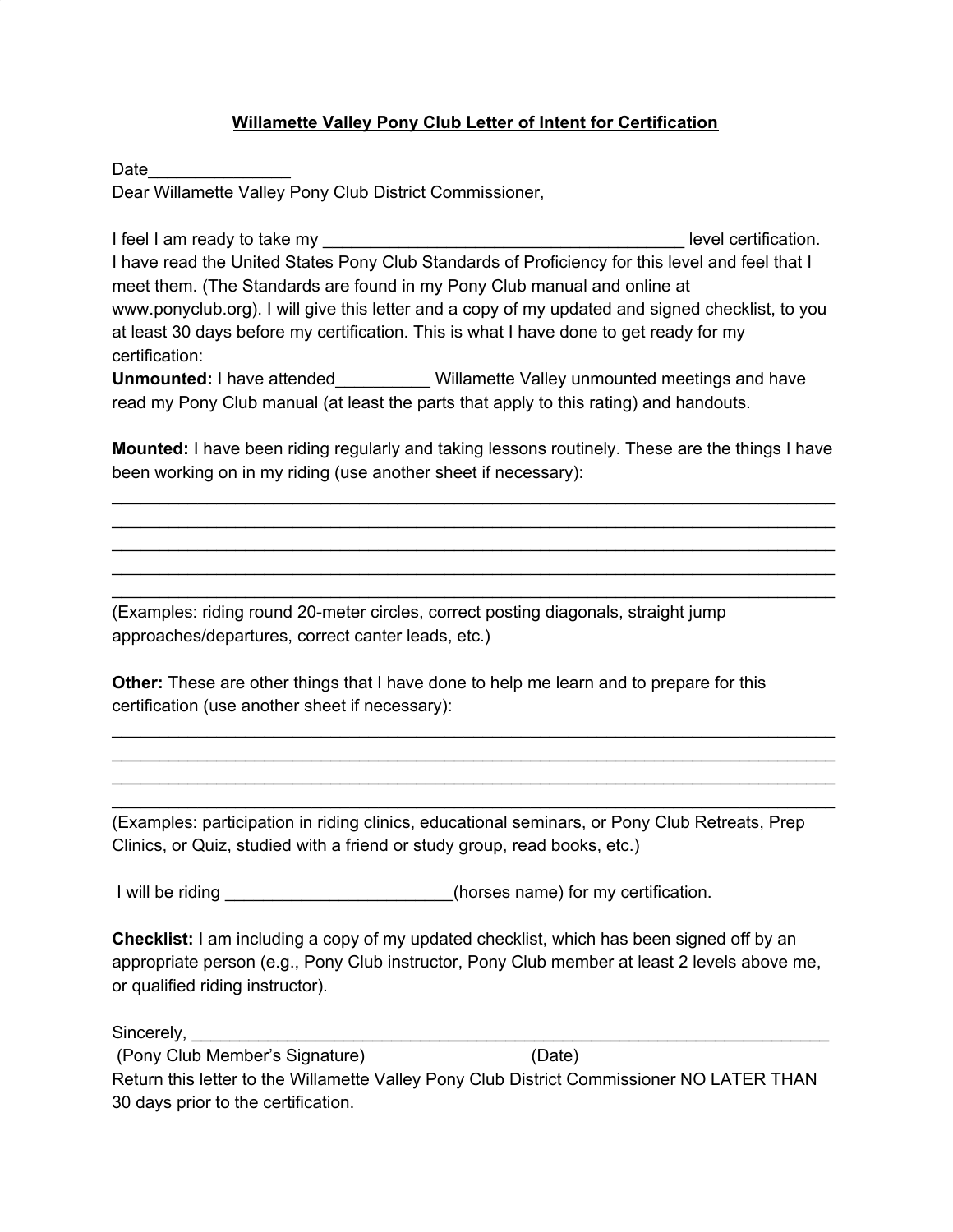**Willamette Valley Pony Club Letter of Intent for Certification**

Date_______________

Dear Willamette Valley Pony Club District Commissioner,

I feel I am ready to take my _______________________________________ level certification. I have read the United States Pony Club Standards of Proficiency for this level and feel that I meet them. (The Standards are found in my Pony Club manual and online at www.ponyclub.org). I will give this letter and a copy of my updated and signed checklist, to you at least 30 days before my certification. This is what I have done to get ready for my certification:

**Unmounted:** I have attended__________ Willamette Valley unmounted meetings and have read my Pony Club manual (at least the parts that apply to this rating) and handouts.

**Mounted:** I have been riding regularly and taking lessons routinely. These are the things I have been working on in my riding (use another sheet if necessary):

________________________________________________________________________________

________________________________________________________________________________

________________________________________________________________________________

________________________________________________________________________________

________________________________________________________________________________

(Examples: riding round 20-meter circles, correct posting diagonals, straight jump approaches/departures, correct canter leads, etc.)

**Other:** These are other things that I have done to help me learn and to prepare for this certification (use another sheet if necessary):

________________________________________________________________________________

________________________________________________________________________________

________________________________________________________________________________

________________________________________________________________________________

(Examples: participation in riding clinics, educational seminars, or Pony Club Retreats, Prep Clinics, or Quiz, studied with a friend or study group, read books, etc.)

I will be riding ________________________(horses name) for my certification.

**Checklist:** I am including a copy of my updated checklist, which has been signed off by an appropriate person (e.g., Pony Club instructor, Pony Club member at least 2 levels above me, or qualified riding instructor).

Sincerely, ______________________________________________________________________

(Pony Club Member's Signature) (Date)

Return this letter to the Willamette Valley Pony Club District Commissioner NO LATER THAN 30 days prior to the certification.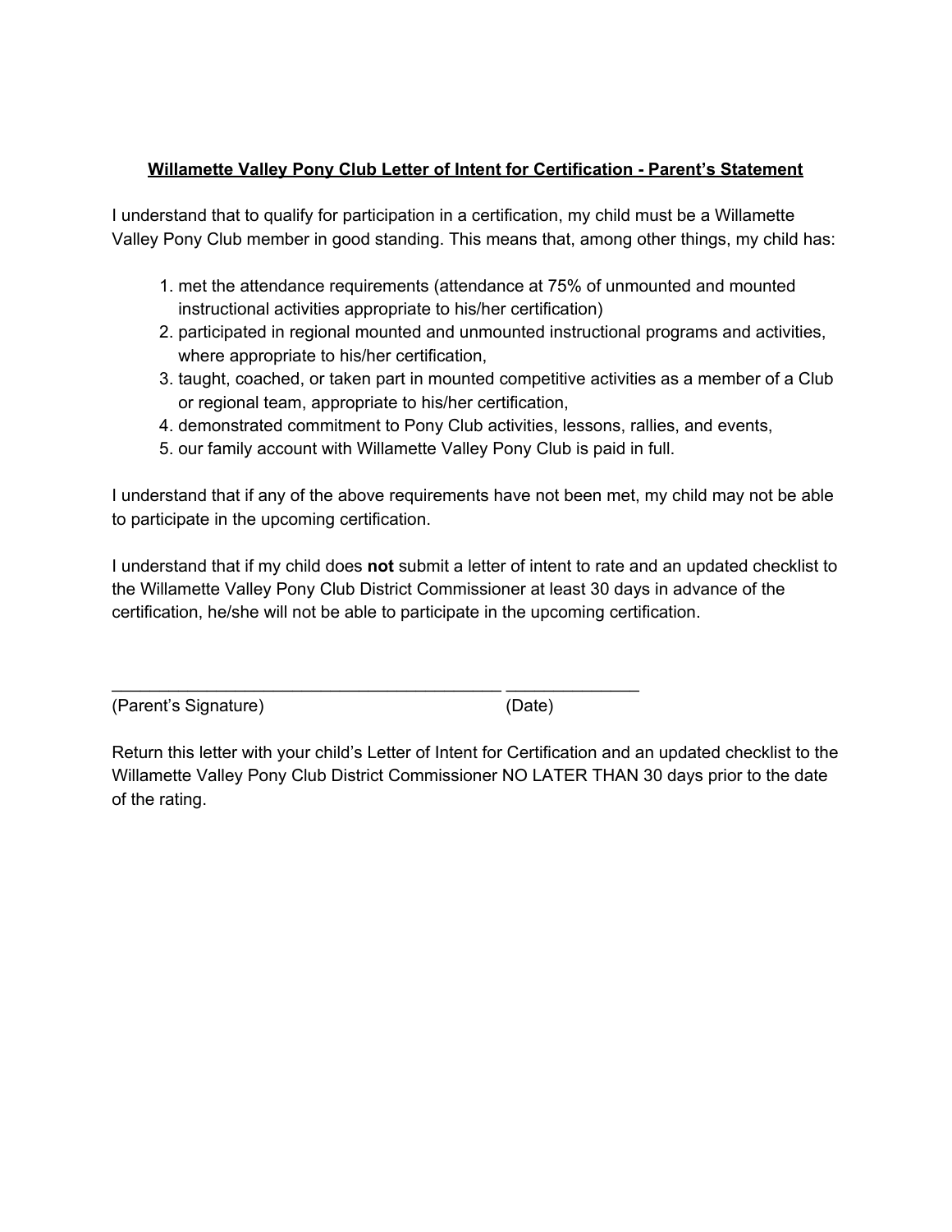**Willamette Valley Pony Club Letter of Intent for Certification - Parent's Statement**

I understand that to qualify for participation in a certification, my child must be a Willamette Valley Pony Club member in good standing. This means that, among other things, my child has:

1. met the attendance requirements (attendance at 75% of unmounted and mounted instructional activities appropriate to his/her certification)
2. participated in regional mounted and unmounted instructional programs and activities, where appropriate to his/her certification,
3. taught, coached, or taken part in mounted competitive activities as a member of a Club or regional team, appropriate to his/her certification,
4. demonstrated commitment to Pony Club activities, lessons, rallies, and events,
5. our family account with Willamette Valley Pony Club is paid in full.

I understand that if any of the above requirements have not been met, my child may not be able to participate in the upcoming certification.

I understand that if my child does **not** submit a letter of intent to rate and an updated checklist to the Willamette Valley Pony Club District Commissioner at least 30 days in advance of the certification, he/she will not be able to participate in the upcoming certification.

\_\_\_\_\_\_\_\_\_\_\_\_\_\_\_\_\_\_\_\_\_\_\_\_\_\_\_\_\_\_\_\_\_\_\_\_\_\_\_\_\_\_ \_\_\_\_\_\_\_\_\_\_\_\_\_\_

(Parent's Signature) (Date)

Return this letter with your child's Letter of Intent for Certification and an updated checklist to the Willamette Valley Pony Club District Commissioner NO LATER THAN 30 days prior to the date of the rating.